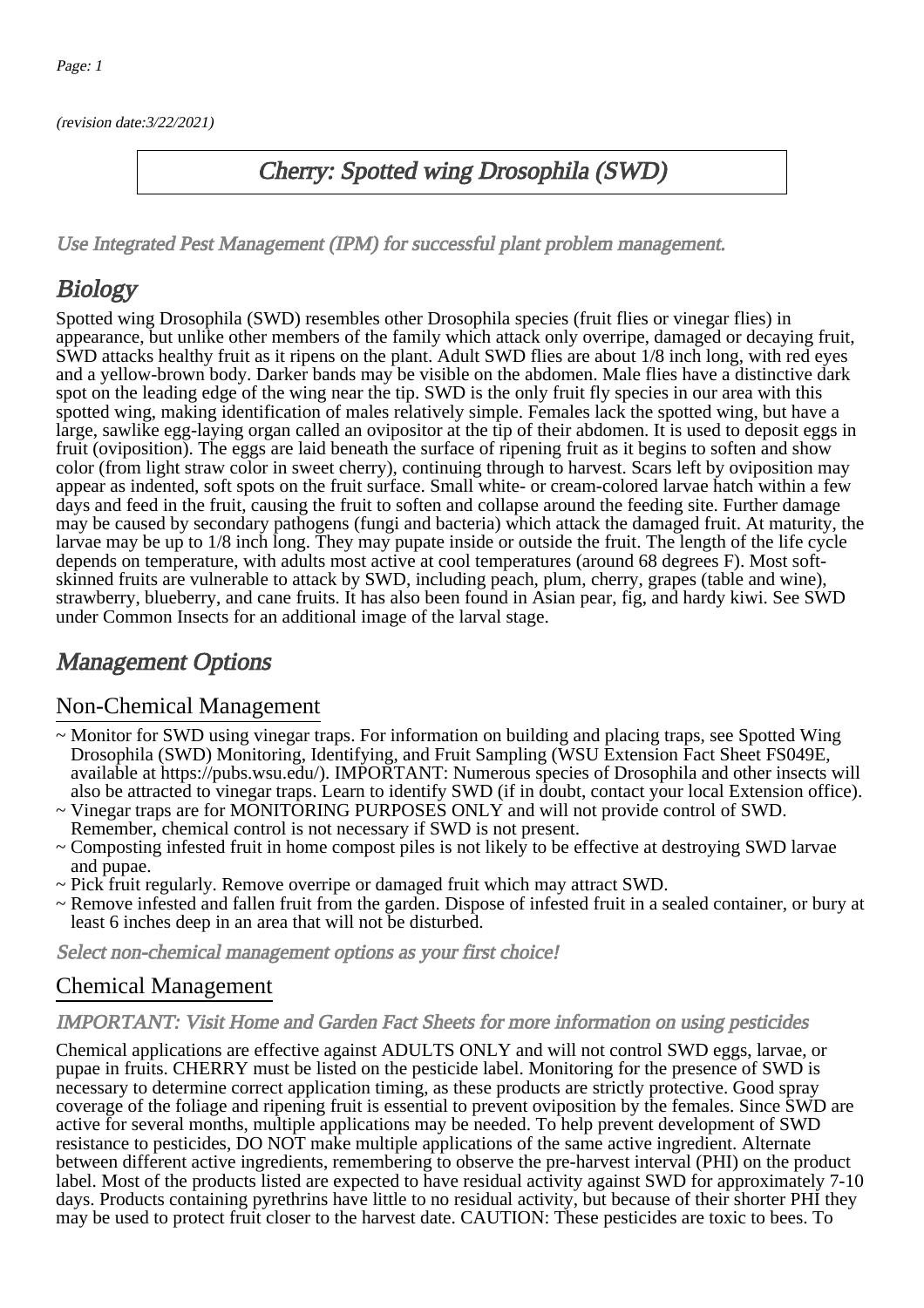(revision date:3/22/2021)

# Cherry: Spotted wing Drosophila (SWD)

*Use Integrated Pest Management (IPM) for successful plant problem management.*

## Biology

Spotted wing Drosophila (SWD) resembles other Drosophila species (fruit flies or vinegar flies) in appearance, but unlike other members of the family which attack only overripe, damaged or decaying fruit, SWD attacks healthy fruit as it ripens on the plant. Adult SWD flies are about 1/8 inch long, with red eyes and a yellow-brown body. Darker bands may be visible on the abdomen. Male flies have a distinctive dark spot on the leading edge of the wing near the tip. SWD is the only fruit fly species in our area with this spotted wing, making identification of males relatively simple. Females lack the spotted wing, but have a large, sawlike egg-laying organ called an ovipositor at the tip of their abdomen. It is used to deposit eggs in fruit (oviposition). The eggs are laid beneath the surface of ripening fruit as it begins to soften and show color (from light straw color in sweet cherry), continuing through to harvest. Scars left by oviposition may appear as indented, soft spots on the fruit surface. Small white- or cream-colored larvae hatch within a few days and feed in the fruit, causing the fruit to soften and collapse around the feeding site. Further damage may be caused by secondary pathogens (fungi and bacteria) which attack the damaged fruit. At maturity, the larvae may be up to 1/8 inch long. They may pupate inside or outside the fruit. The length of the life cycle depends on temperature, with adults most active at cool temperatures (around 68 degrees F). Most soft-skinned fruits are vulnerable to attack by SWD, including peach, plum, cherry, grapes (table and wine), strawberry, blueberry, and cane fruits. It has also been found in Asian pear, fig, and hardy kiwi. See SWD under Common Insects for an additional image of the larval stage.

## Management Options

### Non-Chemical Management

- ~ Monitor for SWD using vinegar traps. For information on building and placing traps, see Spotted Wing Drosophila (SWD) Monitoring, Identifying, and Fruit Sampling (WSU Extension Fact Sheet FS049E, available at https://pubs.wsu.edu/). IMPORTANT: Numerous species of Drosophila and other insects will also be attracted to vinegar traps. Learn to identify SWD (if in doubt, contact your local Extension office).
- ~ Vinegar traps are for MONITORING PURPOSES ONLY and will not provide control of SWD. Remember, chemical control is not necessary if SWD is not present.
- ~ Composting infested fruit in home compost piles is not likely to be effective at destroying SWD larvae and pupae.
- ~ Pick fruit regularly. Remove overripe or damaged fruit which may attract SWD.
- ~ Remove infested and fallen fruit from the garden. Dispose of infested fruit in a sealed container, or bury at least 6 inches deep in an area that will not be disturbed.

*Select non-chemical management options as your first choice!*

### Chemical Management

*IMPORTANT: Visit Home and Garden Fact Sheets for more information on using pesticides*

Chemical applications are effective against ADULTS ONLY and will not control SWD eggs, larvae, or pupae in fruits. CHERRY must be listed on the pesticide label. Monitoring for the presence of SWD is necessary to determine correct application timing, as these products are strictly protective. Good spray coverage of the foliage and ripening fruit is essential to prevent oviposition by the females. Since SWD are active for several months, multiple applications may be needed. To help prevent development of SWD resistance to pesticides, DO NOT make multiple applications of the same active ingredient. Alternate between different active ingredients, remembering to observe the pre-harvest interval (PHI) on the product label. Most of the products listed are expected to have residual activity against SWD for approximately 7-10 days. Products containing pyrethrins have little to no residual activity, but because of their shorter PHI they may be used to protect fruit closer to the harvest date. CAUTION: These pesticides are toxic to bees. To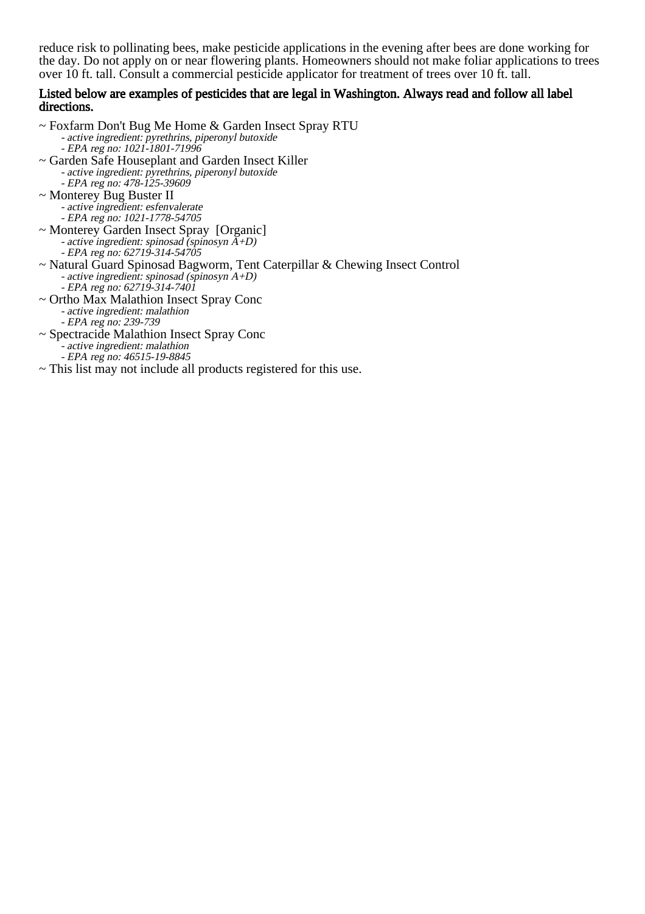reduce risk to pollinating bees, make pesticide applications in the evening after bees are done working for the day. Do not apply on or near flowering plants. Homeowners should not make foliar applications to trees over 10 ft. tall. Consult a commercial pesticide applicator for treatment of trees over 10 ft. tall.

**Listed below are examples of pesticides that are legal in Washington. Always read and follow all label directions.**

~ Foxfarm Don't Bug Me Home & Garden Insect Spray RTU
 - *active ingredient: pyrethrins, piperonyl butoxide*
 - *EPA reg no: 1021-1801-71996*

~ Garden Safe Houseplant and Garden Insect Killer
 - *active ingredient: pyrethrins, piperonyl butoxide*
 - *EPA reg no: 478-125-39609*

~ Monterey Bug Buster II
 - *active ingredient: esfenvalerate*
 - *EPA reg no: 1021-1778-54705*

~ Monterey Garden Insect Spray [Organic]
 - *active ingredient: spinosad (spinosyn A+D)*
 - *EPA reg no: 62719-314-54705*

~ Natural Guard Spinosad Bagworm, Tent Caterpillar & Chewing Insect Control
 - *active ingredient: spinosad (spinosyn A+D)*
 - *EPA reg no: 62719-314-7401*

~ Ortho Max Malathion Insect Spray Conc
 - *active ingredient: malathion*
 - *EPA reg no: 239-739*

~ Spectracide Malathion Insect Spray Conc
 - *active ingredient: malathion*
 - *EPA reg no: 46515-19-8845*

~ This list may not include all products registered for this use.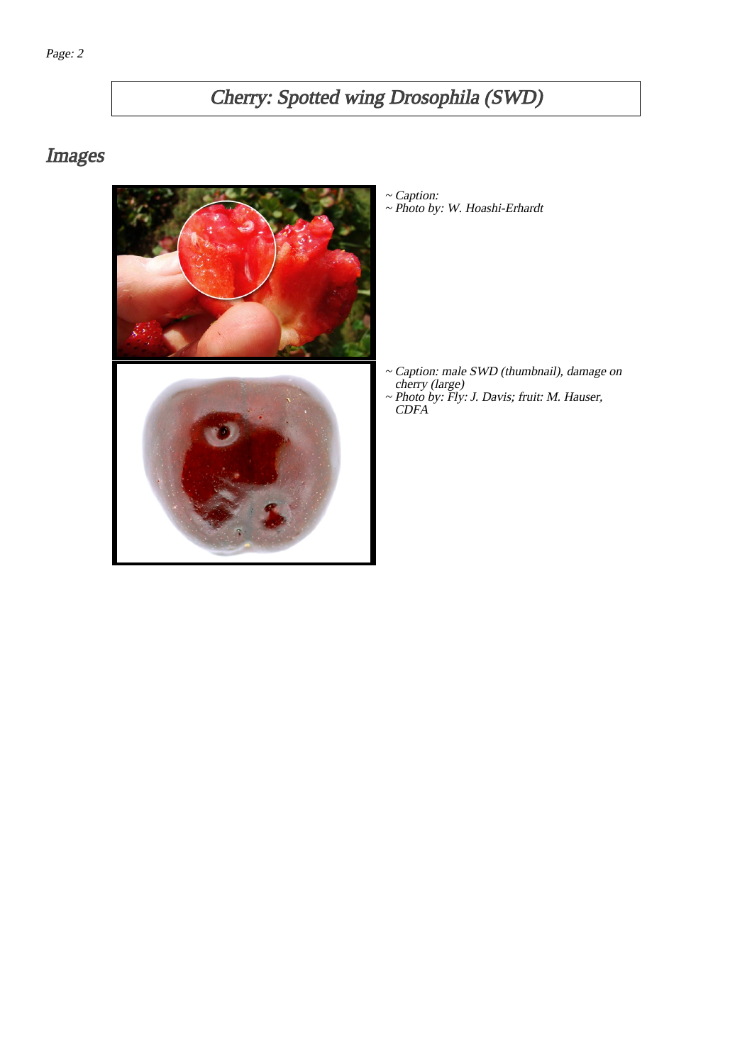# Cherry: Spotted wing Drosophila (SWD)

## Images

~ Caption:
~ Photo by: W. Hoashi-Erhardt

~ Caption: male SWD (thumbnail), damage on cherry (large)
~ Photo by: Fly: J. Davis; fruit: M. Hauser, CDFA